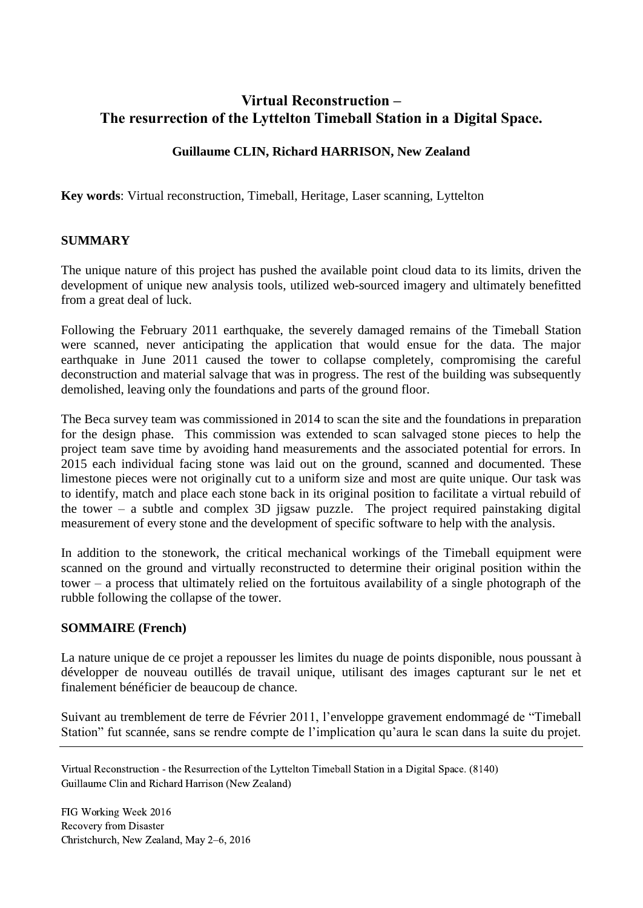# Virtual Reconstruction – The resurrection of the Lyttelton Timeball Station in a Digital Space.

**Guillaume CLIN, Richard HARRISON, New Zealand**

**Key words**: Virtual reconstruction, Timeball, Heritage, Laser scanning, Lyttelton

## SUMMARY

The unique nature of this project has pushed the available point cloud data to its limits, driven the development of unique new analysis tools, utilized web-sourced imagery and ultimately benefitted from a great deal of luck.

Following the February 2011 earthquake, the severely damaged remains of the Timeball Station were scanned, never anticipating the application that would ensue for the data. The major earthquake in June 2011 caused the tower to collapse completely, compromising the careful deconstruction and material salvage that was in progress. The rest of the building was subsequently demolished, leaving only the foundations and parts of the ground floor.

The Beca survey team was commissioned in 2014 to scan the site and the foundations in preparation for the design phase. This commission was extended to scan salvaged stone pieces to help the project team save time by avoiding hand measurements and the associated potential for errors. In 2015 each individual facing stone was laid out on the ground, scanned and documented. These limestone pieces were not originally cut to a uniform size and most are quite unique. Our task was to identify, match and place each stone back in its original position to facilitate a virtual rebuild of the tower – a subtle and complex 3D jigsaw puzzle. The project required painstaking digital measurement of every stone and the development of specific software to help with the analysis.

In addition to the stonework, the critical mechanical workings of the Timeball equipment were scanned on the ground and virtually reconstructed to determine their original position within the tower – a process that ultimately relied on the fortuitous availability of a single photograph of the rubble following the collapse of the tower.

## SOMMAIRE (French)

La nature unique de ce projet a repousser les limites du nuage de points disponible, nous poussant à développer de nouveau outillés de travail unique, utilisant des images capturant sur le net et finalement bénéficier de beaucoup de chance.

Suivant au tremblement de terre de Février 2011, l'enveloppe gravement endommagé de "Timeball Station" fut scannée, sans se rendre compte de l'implication qu'aura le scan dans la suite du projet.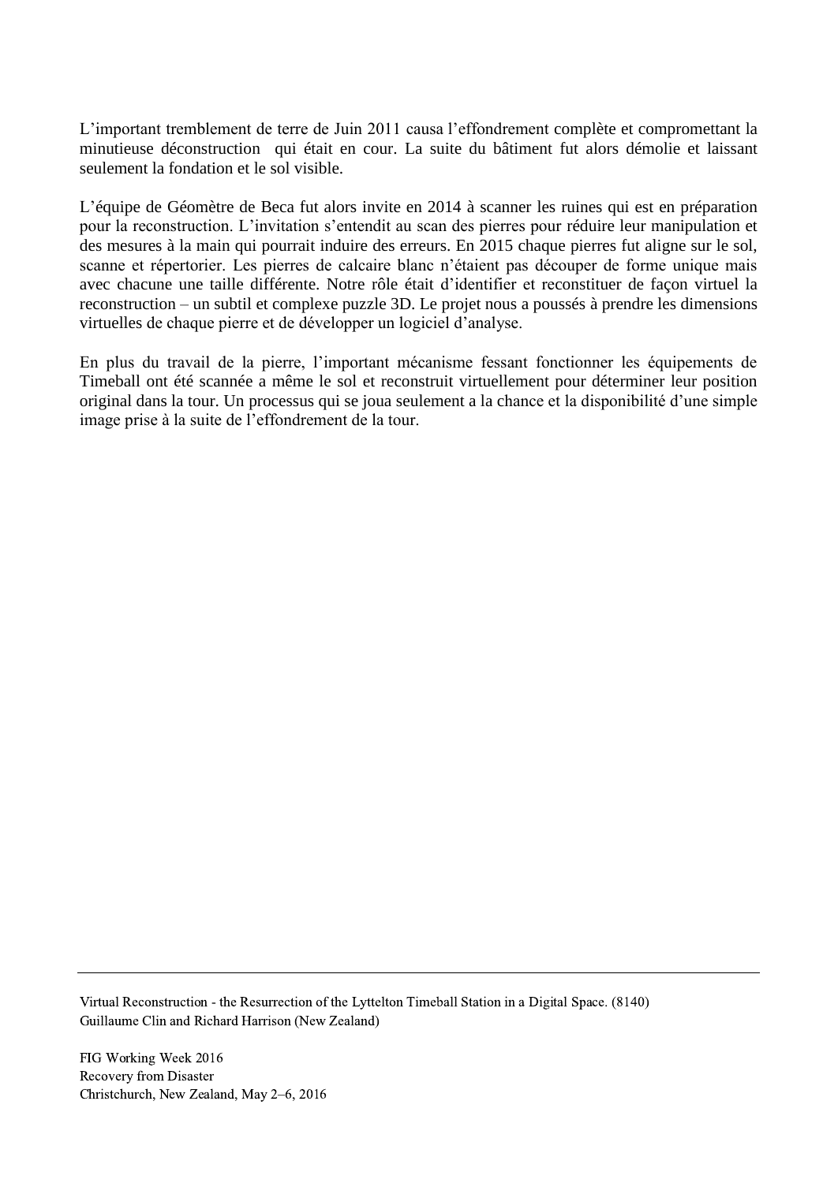L’important tremblement de terre de Juin 2011 causa l’effondrement complète et compromettant la minutieuse déconstruction  qui était en cour. La suite du bâtiment fut alors démolie et laissant seulement la fondation et le sol visible.

L’équipe de Géomètre de Beca fut alors invite en 2014 à scanner les ruines qui est en préparation pour la reconstruction. L’invitation s’entendit au scan des pierres pour réduire leur manipulation et des mesures à la main qui pourrait induire des erreurs. En 2015 chaque pierres fut aligne sur le sol, scanne et répertorier. Les pierres de calcaire blanc n’étaient pas découper de forme unique mais avec chacune une taille différente. Notre rôle était d’identifier et reconstituer de façon virtuel la reconstruction – un subtil et complexe puzzle 3D. Le projet nous a poussés à prendre les dimensions virtuelles de chaque pierre et de développer un logiciel d’analyse.

En plus du travail de la pierre, l’important mécanisme fessant fonctionner les équipements de Timeball ont été scannée a même le sol et reconstruit virtuellement pour déterminer leur position original dans la tour. Un processus qui se joua seulement a la chance et la disponibilité d’une simple image prise à la suite de l’effondrement de la tour.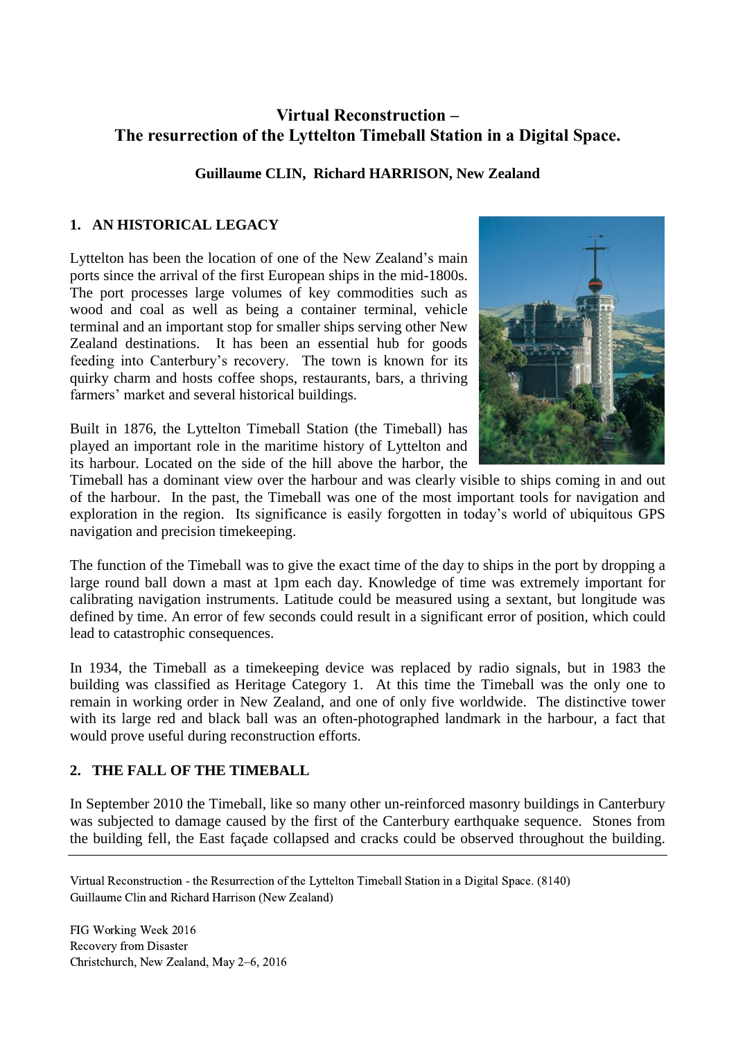# Virtual Reconstruction – The resurrection of the Lyttelton Timeball Station in a Digital Space.

**Guillaume CLIN, Richard HARRISON, New Zealand**

## 1. AN HISTORICAL LEGACY

Lyttelton has been the location of one of the New Zealand's main ports since the arrival of the first European ships in the mid-1800s. The port processes large volumes of key commodities such as wood and coal as well as being a container terminal, vehicle terminal and an important stop for smaller ships serving other New Zealand destinations. It has been an essential hub for goods feeding into Canterbury's recovery. The town is known for its quirky charm and hosts coffee shops, restaurants, bars, a thriving farmers' market and several historical buildings.

Built in 1876, the Lyttelton Timeball Station (the Timeball) has played an important role in the maritime history of Lyttelton and its harbour. Located on the side of the hill above the harbor, the Timeball has a dominant view over the harbour and was clearly visible to ships coming in and out of the harbour. In the past, the Timeball was one of the most important tools for navigation and exploration in the region. Its significance is easily forgotten in today's world of ubiquitous GPS navigation and precision timekeeping.

The function of the Timeball was to give the exact time of the day to ships in the port by dropping a large round ball down a mast at 1pm each day. Knowledge of time was extremely important for calibrating navigation instruments. Latitude could be measured using a sextant, but longitude was defined by time. An error of few seconds could result in a significant error of position, which could lead to catastrophic consequences.

In 1934, the Timeball as a timekeeping device was replaced by radio signals, but in 1983 the building was classified as Heritage Category 1. At this time the Timeball was the only one to remain in working order in New Zealand, and one of only five worldwide. The distinctive tower with its large red and black ball was an often-photographed landmark in the harbour, a fact that would prove useful during reconstruction efforts.

## 2. THE FALL OF THE TIMEBALL

In September 2010 the Timeball, like so many other un-reinforced masonry buildings in Canterbury was subjected to damage caused by the first of the Canterbury earthquake sequence. Stones from the building fell, the East façade collapsed and cracks could be observed throughout the building.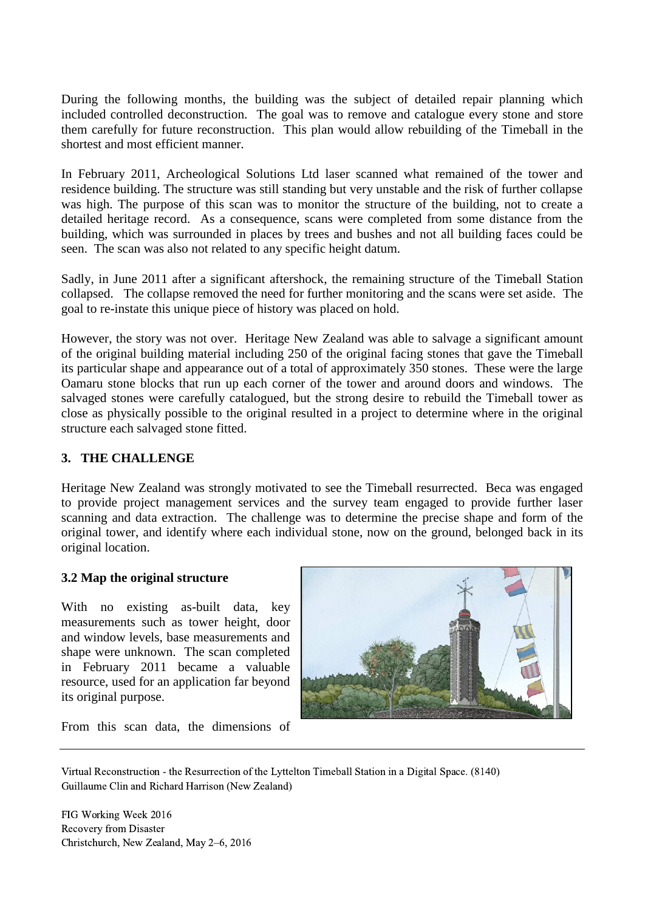During the following months, the building was the subject of detailed repair planning which included controlled deconstruction. The goal was to remove and catalogue every stone and store them carefully for future reconstruction. This plan would allow rebuilding of the Timeball in the shortest and most efficient manner.

In February 2011, Archeological Solutions Ltd laser scanned what remained of the tower and residence building. The structure was still standing but very unstable and the risk of further collapse was high. The purpose of this scan was to monitor the structure of the building, not to create a detailed heritage record. As a consequence, scans were completed from some distance from the building, which was surrounded in places by trees and bushes and not all building faces could be seen. The scan was also not related to any specific height datum.

Sadly, in June 2011 after a significant aftershock, the remaining structure of the Timeball Station collapsed. The collapse removed the need for further monitoring and the scans were set aside. The goal to re-instate this unique piece of history was placed on hold.

However, the story was not over. Heritage New Zealand was able to salvage a significant amount of the original building material including 250 of the original facing stones that gave the Timeball its particular shape and appearance out of a total of approximately 350 stones. These were the large Oamaru stone blocks that run up each corner of the tower and around doors and windows. The salvaged stones were carefully catalogued, but the strong desire to rebuild the Timeball tower as close as physically possible to the original resulted in a project to determine where in the original structure each salvaged stone fitted.

## 3. THE CHALLENGE

Heritage New Zealand was strongly motivated to see the Timeball resurrected. Beca was engaged to provide project management services and the survey team engaged to provide further laser scanning and data extraction. The challenge was to determine the precise shape and form of the original tower, and identify where each individual stone, now on the ground, belonged back in its original location.

### 3.2 Map the original structure

With no existing as-built data, key measurements such as tower height, door and window levels, base measurements and shape were unknown. The scan completed in February 2011 became a valuable resource, used for an application far beyond its original purpose.

From this scan data, the dimensions of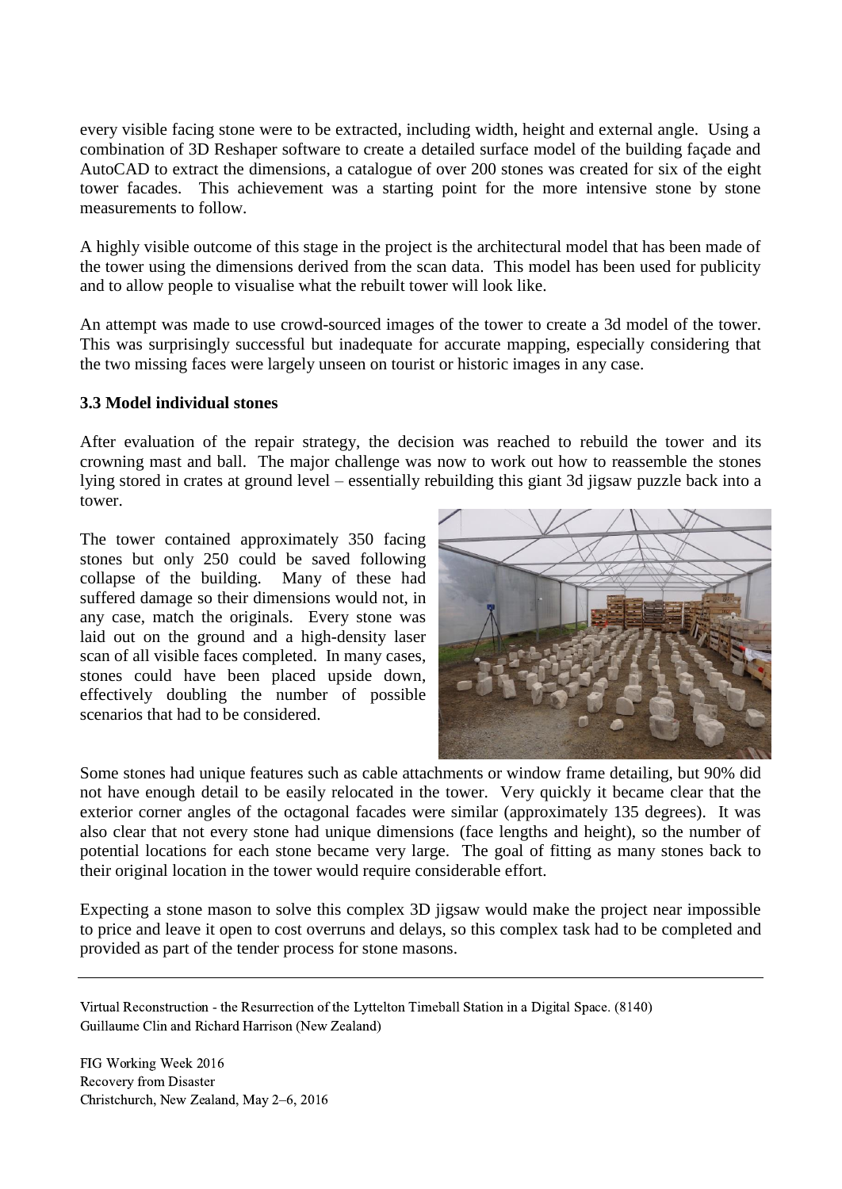every visible facing stone were to be extracted, including width, height and external angle. Using a combination of 3D Reshaper software to create a detailed surface model of the building façade and AutoCAD to extract the dimensions, a catalogue of over 200 stones was created for six of the eight tower facades. This achievement was a starting point for the more intensive stone by stone measurements to follow.

A highly visible outcome of this stage in the project is the architectural model that has been made of the tower using the dimensions derived from the scan data. This model has been used for publicity and to allow people to visualise what the rebuilt tower will look like.

An attempt was made to use crowd-sourced images of the tower to create a 3d model of the tower. This was surprisingly successful but inadequate for accurate mapping, especially considering that the two missing faces were largely unseen on tourist or historic images in any case.

### 3.3 Model individual stones

After evaluation of the repair strategy, the decision was reached to rebuild the tower and its crowning mast and ball. The major challenge was now to work out how to reassemble the stones lying stored in crates at ground level – essentially rebuilding this giant 3d jigsaw puzzle back into a tower.

The tower contained approximately 350 facing stones but only 250 could be saved following collapse of the building. Many of these had suffered damage so their dimensions would not, in any case, match the originals. Every stone was laid out on the ground and a high-density laser scan of all visible faces completed. In many cases, stones could have been placed upside down, effectively doubling the number of possible scenarios that had to be considered.

Some stones had unique features such as cable attachments or window frame detailing, but 90% did not have enough detail to be easily relocated in the tower. Very quickly it became clear that the exterior corner angles of the octagonal facades were similar (approximately 135 degrees). It was also clear that not every stone had unique dimensions (face lengths and height), so the number of potential locations for each stone became very large. The goal of fitting as many stones back to their original location in the tower would require considerable effort.

Expecting a stone mason to solve this complex 3D jigsaw would make the project near impossible to price and leave it open to cost overruns and delays, so this complex task had to be completed and provided as part of the tender process for stone masons.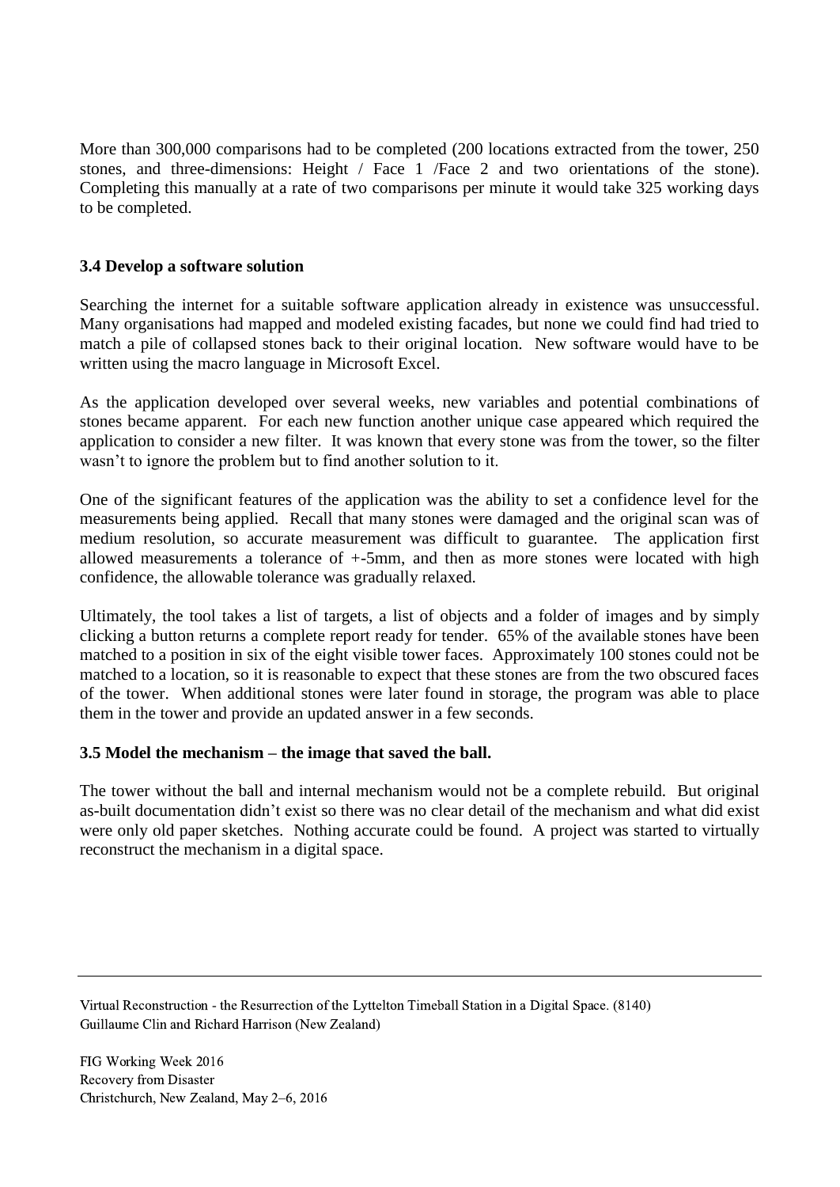More than 300,000 comparisons had to be completed (200 locations extracted from the tower, 250 stones, and three-dimensions: Height / Face 1 /Face 2 and two orientations of the stone). Completing this manually at a rate of two comparisons per minute it would take 325 working days to be completed.

### 3.4 Develop a software solution

Searching the internet for a suitable software application already in existence was unsuccessful. Many organisations had mapped and modeled existing facades, but none we could find had tried to match a pile of collapsed stones back to their original location. New software would have to be written using the macro language in Microsoft Excel.

As the application developed over several weeks, new variables and potential combinations of stones became apparent. For each new function another unique case appeared which required the application to consider a new filter. It was known that every stone was from the tower, so the filter wasn't to ignore the problem but to find another solution to it.

One of the significant features of the application was the ability to set a confidence level for the measurements being applied. Recall that many stones were damaged and the original scan was of medium resolution, so accurate measurement was difficult to guarantee. The application first allowed measurements a tolerance of +-5mm, and then as more stones were located with high confidence, the allowable tolerance was gradually relaxed.

Ultimately, the tool takes a list of targets, a list of objects and a folder of images and by simply clicking a button returns a complete report ready for tender. 65% of the available stones have been matched to a position in six of the eight visible tower faces. Approximately 100 stones could not be matched to a location, so it is reasonable to expect that these stones are from the two obscured faces of the tower. When additional stones were later found in storage, the program was able to place them in the tower and provide an updated answer in a few seconds.

### 3.5 Model the mechanism – the image that saved the ball.

The tower without the ball and internal mechanism would not be a complete rebuild. But original as-built documentation didn't exist so there was no clear detail of the mechanism and what did exist were only old paper sketches. Nothing accurate could be found. A project was started to virtually reconstruct the mechanism in a digital space.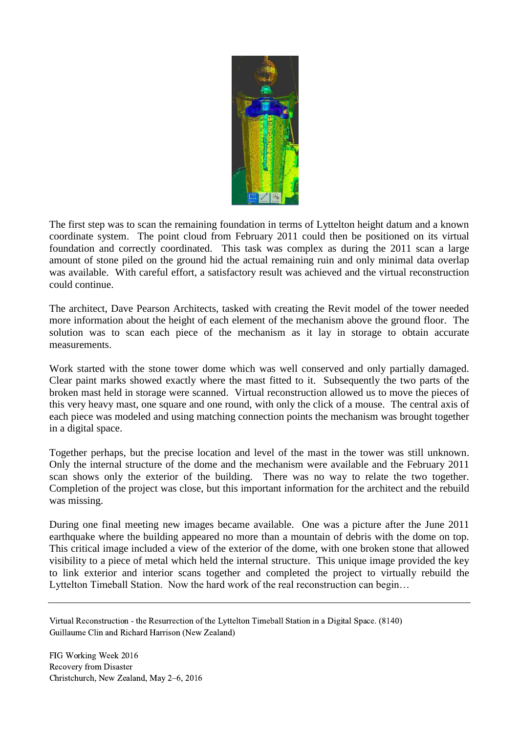The first step was to scan the remaining foundation in terms of Lyttelton height datum and a known coordinate system. The point cloud from February 2011 could then be positioned on its virtual foundation and correctly coordinated. This task was complex as during the 2011 scan a large amount of stone piled on the ground hid the actual remaining ruin and only minimal data overlap was available. With careful effort, a satisfactory result was achieved and the virtual reconstruction could continue.

The architect, Dave Pearson Architects, tasked with creating the Revit model of the tower needed more information about the height of each element of the mechanism above the ground floor. The solution was to scan each piece of the mechanism as it lay in storage to obtain accurate measurements.

Work started with the stone tower dome which was well conserved and only partially damaged. Clear paint marks showed exactly where the mast fitted to it. Subsequently the two parts of the broken mast held in storage were scanned. Virtual reconstruction allowed us to move the pieces of this very heavy mast, one square and one round, with only the click of a mouse. The central axis of each piece was modeled and using matching connection points the mechanism was brought together in a digital space.

Together perhaps, but the precise location and level of the mast in the tower was still unknown. Only the internal structure of the dome and the mechanism were available and the February 2011 scan shows only the exterior of the building. There was no way to relate the two together. Completion of the project was close, but this important information for the architect and the rebuild was missing.

During one final meeting new images became available. One was a picture after the June 2011 earthquake where the building appeared no more than a mountain of debris with the dome on top. This critical image included a view of the exterior of the dome, with one broken stone that allowed visibility to a piece of metal which held the internal structure. This unique image provided the key to link exterior and interior scans together and completed the project to virtually rebuild the Lyttelton Timeball Station. Now the hard work of the real reconstruction can begin…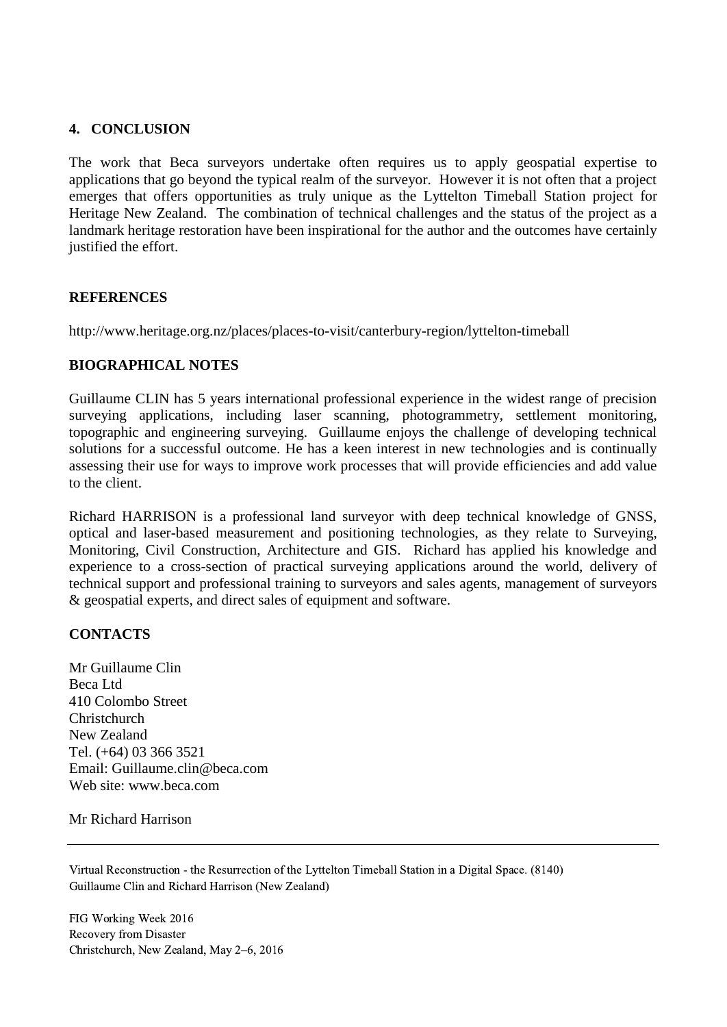## 4. CONCLUSION

The work that Beca surveyors undertake often requires us to apply geospatial expertise to applications that go beyond the typical realm of the surveyor. However it is not often that a project emerges that offers opportunities as truly unique as the Lyttelton Timeball Station project for Heritage New Zealand. The combination of technical challenges and the status of the project as a landmark heritage restoration have been inspirational for the author and the outcomes have certainly justified the effort.

## REFERENCES

http://www.heritage.org.nz/places/places-to-visit/canterbury-region/lyttelton-timeball

## BIOGRAPHICAL NOTES

Guillaume CLIN has 5 years international professional experience in the widest range of precision surveying applications, including laser scanning, photogrammetry, settlement monitoring, topographic and engineering surveying. Guillaume enjoys the challenge of developing technical solutions for a successful outcome. He has a keen interest in new technologies and is continually assessing their use for ways to improve work processes that will provide efficiencies and add value to the client.

Richard HARRISON is a professional land surveyor with deep technical knowledge of GNSS, optical and laser-based measurement and positioning technologies, as they relate to Surveying, Monitoring, Civil Construction, Architecture and GIS. Richard has applied his knowledge and experience to a cross-section of practical surveying applications around the world, delivery of technical support and professional training to surveyors and sales agents, management of surveyors & geospatial experts, and direct sales of equipment and software.

## CONTACTS

Mr Guillaume Clin
Beca Ltd
410 Colombo Street
Christchurch
New Zealand
Tel. (+64) 03 366 3521
Email: Guillaume.clin@beca.com
Web site: www.beca.com

Mr Richard Harrison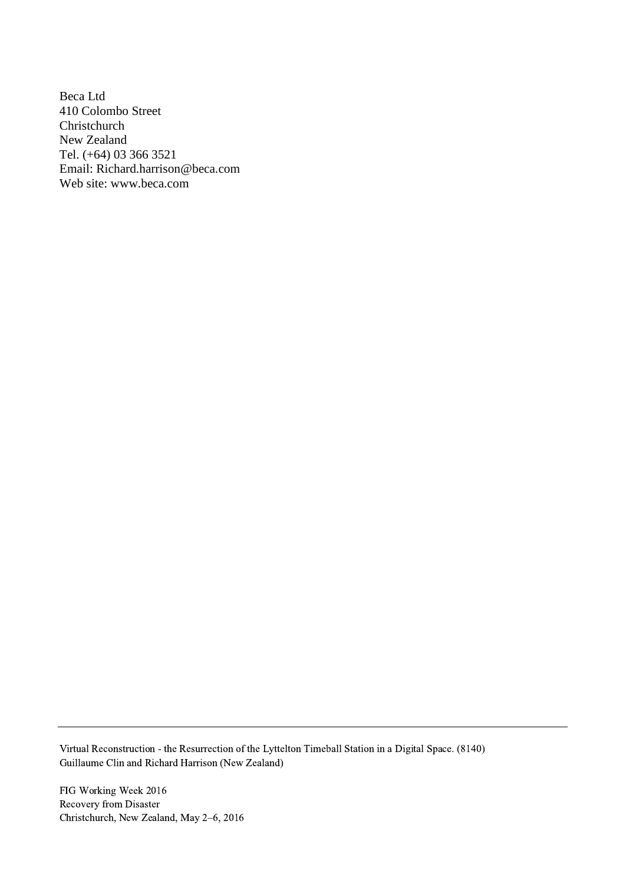Beca Ltd
410 Colombo Street
Christchurch
New Zealand
Tel. (+64) 03 366 3521
Email: Richard.harrison@beca.com
Web site: www.beca.com